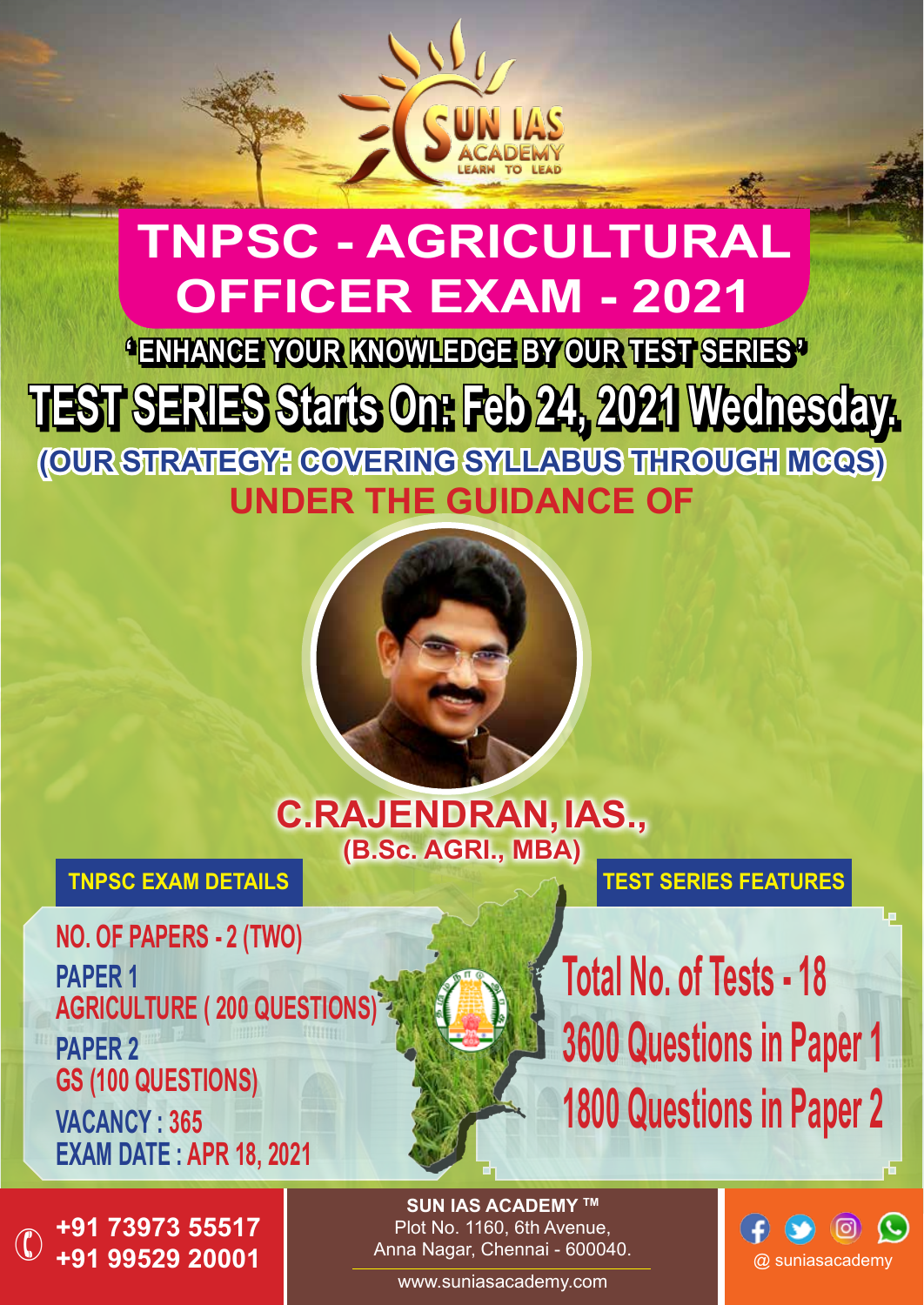SUN IAS ACADEMY
LEARN TO LEAD

# TNPSC - AGRICULTURAL OFFICER EXAM - 2021

**' ENHANCE YOUR KNOWLEDGE BY OUR TEST SERIES '**

## TEST SERIES Starts On: Feb 24, 2021 Wednesday.

**(OUR STRATEGY: COVERING SYLLABUS THROUGH MCQS)**

**UNDER THE GUIDANCE OF**

**C.RAJENDRAN, IAS.,**
**(B.Sc. AGRI., MBA)**

### TNPSC EXAM DETAILS

**NO. OF PAPERS - 2 (TWO)**

**PAPER 1**
AGRICULTURE ( 200 QUESTIONS)

**PAPER 2**
GS (100 QUESTIONS)

**VACANCY :** 365

**EXAM DATE :** APR 18, 2021

### TEST SERIES FEATURES

**Total No. of Tests - 18**

**3600 Questions in Paper 1**

**1800 Questions in Paper 2**

+91 73973 55517
+91 99529 20001

**SUN IAS ACADEMY ™**
Plot No. 1160, 6th Avenue,
Anna Nagar, Chennai - 600040.
www.suniasacademy.com

@ suniasacademy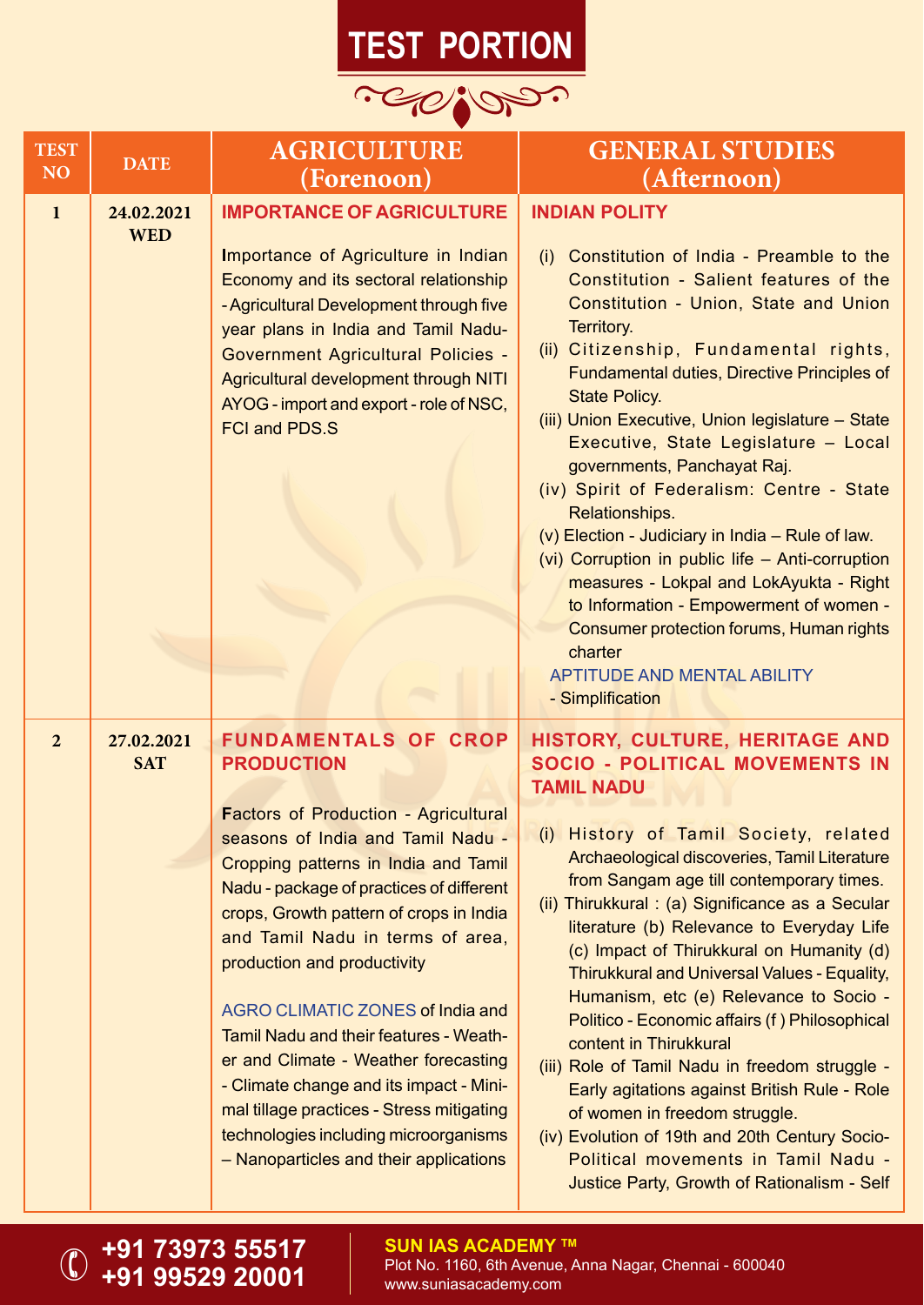# TEST PORTION

| TEST NO | DATE | AGRICULTURE (Forenoon) | GENERAL STUDIES (Afternoon) |
|---|---|---|---|
| 1 | 24.02.2021 WED | **IMPORTANCE OF AGRICULTURE**<br><br>Importance of Agriculture in Indian Economy and its sectoral relationship - Agricultural Development through five year plans in India and Tamil Nadu- Government Agricultural Policies - Agricultural development through NITI AYOG - import and export - role of NSC, FCI and PDS.S | **INDIAN POLITY**<br><br>(i) Constitution of India - Preamble to the Constitution - Salient features of the Constitution - Union, State and Union Territory.<br>(ii) Citizenship, Fundamental rights, Fundamental duties, Directive Principles of State Policy.<br>(iii) Union Executive, Union legislature – State Executive, State Legislature – Local governments, Panchayat Raj.<br>(iv) Spirit of Federalism: Centre - State Relationships.<br>(v) Election - Judiciary in India – Rule of law.<br>(vi) Corruption in public life – Anti-corruption measures - Lokpal and LokAyukta - Right to Information - Empowerment of women - Consumer protection forums, Human rights charter<br><br>APTITUDE AND MENTAL ABILITY<br>- Simplification |
| 2 | 27.02.2021 SAT | **FUNDAMENTALS OF CROP PRODUCTION**<br><br>Factors of Production - Agricultural seasons of India and Tamil Nadu - Cropping patterns in India and Tamil Nadu - package of practices of different crops, Growth pattern of crops in India and Tamil Nadu in terms of area, production and productivity<br><br>AGRO CLIMATIC ZONES of India and Tamil Nadu and their features - Weather and Climate - Weather forecasting - Climate change and its impact - Minimal tillage practices - Stress mitigating technologies including microorganisms – Nanoparticles and their applications | **HISTORY, CULTURE, HERITAGE AND SOCIO - POLITICAL MOVEMENTS IN TAMIL NADU**<br><br>(i) History of Tamil Society, related Archaeological discoveries, Tamil Literature from Sangam age till contemporary times.<br>(ii) Thirukkural : (a) Significance as a Secular literature (b) Relevance to Everyday Life (c) Impact of Thirukkural on Humanity (d) Thirukkural and Universal Values - Equality, Humanism, etc (e) Relevance to Socio - Politico - Economic affairs (f ) Philosophical content in Thirukkural<br>(iii) Role of Tamil Nadu in freedom struggle - Early agitations against British Rule - Role of women in freedom struggle.<br>(iv) Evolution of 19th and 20th Century Socio-Political movements in Tamil Nadu - Justice Party, Growth of Rationalism - Self |

+91 73973 55517
+91 99529 20001

**SUN IAS ACADEMY ™**
Plot No. 1160, 6th Avenue, Anna Nagar, Chennai - 600040
www.suniasacademy.com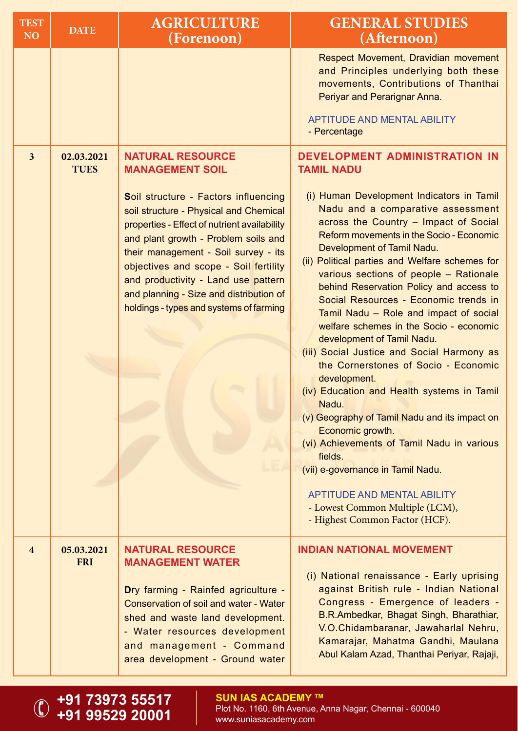| TEST NO | DATE | AGRICULTURE (Forenoon) | GENERAL STUDIES (Afternoon) |
|---|---|---|---|
| | | | Respect Movement, Dravidian movement and Principles underlying both these movements, Contributions of Thanthai Periyar and Perarignar Anna.<br><br>APTITUDE AND MENTAL ABILITY<br>- Percentage |
| 3 | 02.03.2021 TUES | **NATURAL RESOURCE MANAGEMENT SOIL**<br><br>**S**oil structure - Factors influencing soil structure - Physical and Chemical properties - Effect of nutrient availability and plant growth - Problem soils and their management - Soil survey - its objectives and scope - Soil fertility and productivity - Land use pattern and planning - Size and distribution of holdings - types and systems of farming | **DEVELOPMENT ADMINISTRATION IN TAMIL NADU**<br><br>(i) Human Development Indicators in Tamil Nadu and a comparative assessment across the Country – Impact of Social Reform movements in the Socio - Economic Development of Tamil Nadu.<br>(ii) Political parties and Welfare schemes for various sections of people – Rationale behind Reservation Policy and access to Social Resources - Economic trends in Tamil Nadu – Role and impact of social welfare schemes in the Socio - economic development of Tamil Nadu.<br>(iii) Social Justice and Social Harmony as the Cornerstones of Socio - Economic development.<br>(iv) Education and Health systems in Tamil Nadu.<br>(v) Geography of Tamil Nadu and its impact on Economic growth.<br>(vi) Achievements of Tamil Nadu in various fields.<br>(vii) e-governance in Tamil Nadu.<br><br>APTITUDE AND MENTAL ABILITY<br>- Lowest Common Multiple (LCM),<br>- Highest Common Factor (HCF). |
| 4 | 05.03.2021 FRI | **NATURAL RESOURCE MANAGEMENT WATER**<br><br>**D**ry farming - Rainfed agriculture - Conservation of soil and water - Water shed and waste land development. - Water resources development and management - Command area development - Ground water | **INDIAN NATIONAL MOVEMENT**<br><br>(i) National renaissance - Early uprising against British rule - Indian National Congress - Emergence of leaders - B.R.Ambedkar, Bhagat Singh, Bharathiar, V.O.Chidambaranar, Jawaharlal Nehru, Kamarajar, Mahatma Gandhi, Maulana Abul Kalam Azad, Thanthai Periyar, Rajaji, |

**SUN IAS ACADEMY ™**
Plot No. 1160, 6th Avenue, Anna Nagar, Chennai - 600040
www.suniasacademy.com
+91 73973 55517
+91 99529 20001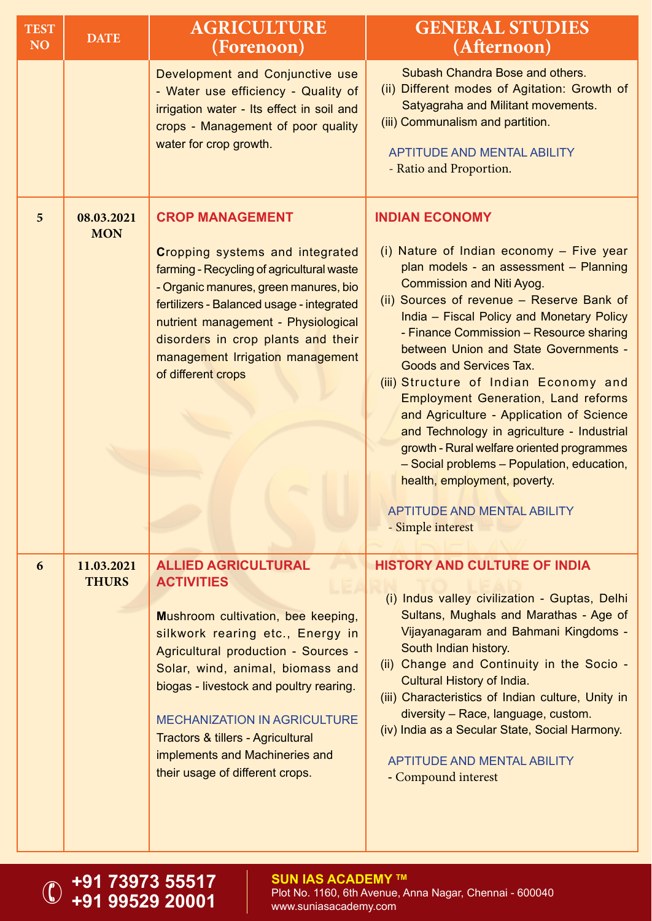| TEST NO | DATE | AGRICULTURE (Forenoon) | GENERAL STUDIES (Afternoon) |
|---|---|---|---|
| | | Development and Conjunctive use - Water use efficiency - Quality of irrigation water - Its effect in soil and crops - Management of poor quality water for crop growth. | Subash Chandra Bose and others.<br>(ii) Different modes of Agitation: Growth of Satyagraha and Militant movements.<br>(iii) Communalism and partition.<br><br>APTITUDE AND MENTAL ABILITY<br>- Ratio and Proportion. |
| 5 | 08.03.2021 MON | **CROP MANAGEMENT**<br><br>Cropping systems and integrated farming - Recycling of agricultural waste - Organic manures, green manures, bio fertilizers - Balanced usage - integrated nutrient management - Physiological disorders in crop plants and their management Irrigation management of different crops | **INDIAN ECONOMY**<br><br>(i) Nature of Indian economy – Five year plan models - an assessment – Planning Commission and Niti Ayog.<br>(ii) Sources of revenue – Reserve Bank of India – Fiscal Policy and Monetary Policy - Finance Commission – Resource sharing between Union and State Governments - Goods and Services Tax.<br>(iii) Structure of Indian Economy and Employment Generation, Land reforms and Agriculture - Application of Science and Technology in agriculture - Industrial growth - Rural welfare oriented programmes – Social problems – Population, education, health, employment, poverty.<br><br>APTITUDE AND MENTAL ABILITY<br>- Simple interest |
| 6 | 11.03.2021 THURS | **ALLIED AGRICULTURAL ACTIVITIES**<br><br>Mushroom cultivation, bee keeping, silkwork rearing etc., Energy in Agricultural production - Sources - Solar, wind, animal, biomass and biogas - livestock and poultry rearing.<br><br>MECHANIZATION IN AGRICULTURE<br>Tractors & tillers - Agricultural implements and Machineries and their usage of different crops. | **HISTORY AND CULTURE OF INDIA**<br><br>(i) Indus valley civilization - Guptas, Delhi Sultans, Mughals and Marathas - Age of Vijayanagaram and Bahmani Kingdoms - South Indian history.<br>(ii) Change and Continuity in the Socio - Cultural History of India.<br>(iii) Characteristics of Indian culture, Unity in diversity – Race, language, custom.<br>(iv) India as a Secular State, Social Harmony.<br><br>APTITUDE AND MENTAL ABILITY<br>- Compound interest |

+91 73973 55517
+91 99529 20001

**SUN IAS ACADEMY ™**
Plot No. 1160, 6th Avenue, Anna Nagar, Chennai - 600040
www.suniasacademy.com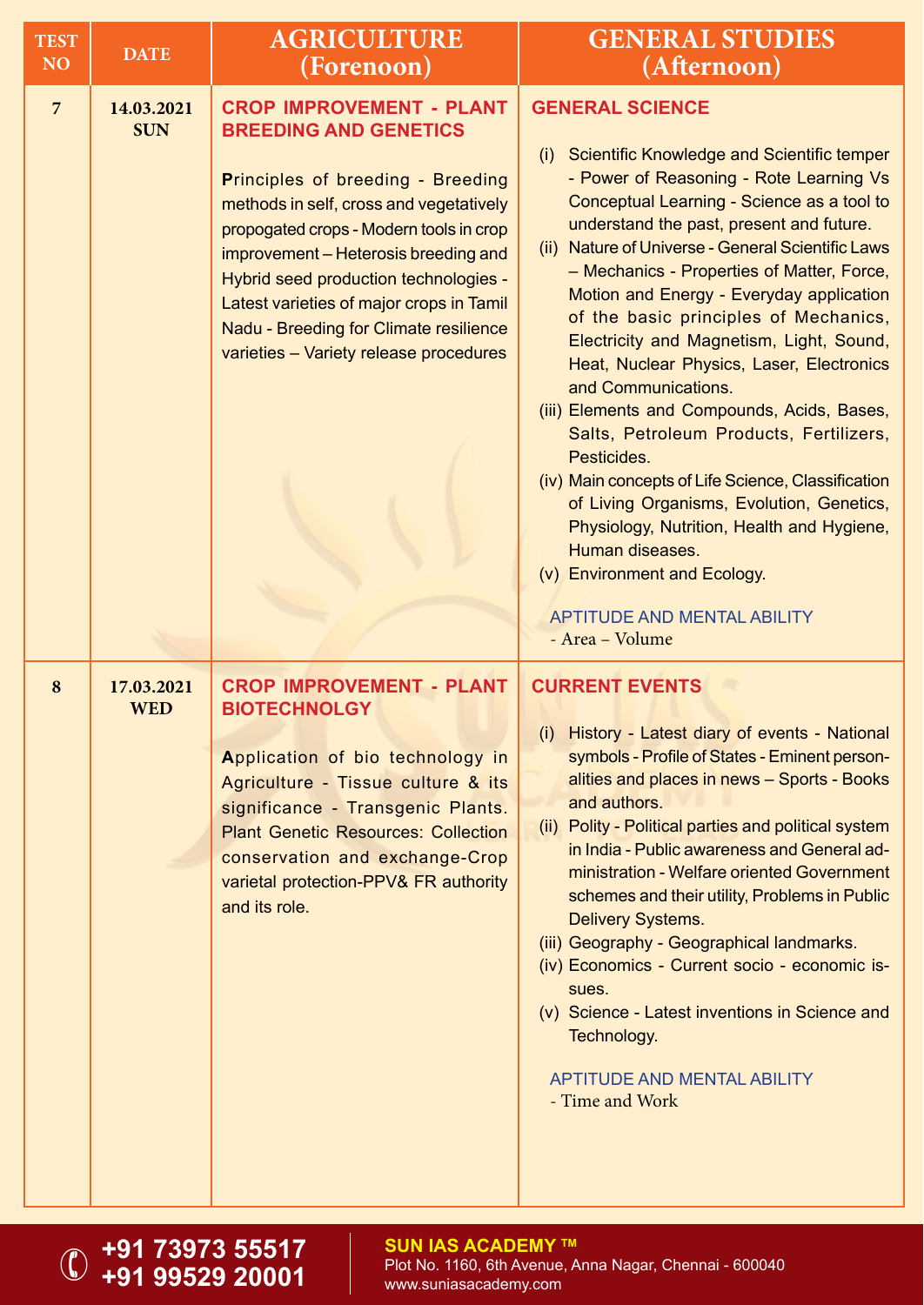| TEST NO | DATE | AGRICULTURE (Forenoon) | GENERAL STUDIES (Afternoon) |
|---|---|---|---|
| 7 | 14.03.2021 SUN | **CROP IMPROVEMENT - PLANT BREEDING AND GENETICS**<br><br>Principles of breeding - Breeding methods in self, cross and vegetatively propogated crops - Modern tools in crop improvement – Heterosis breeding and Hybrid seed production technologies - Latest varieties of major crops in Tamil Nadu - Breeding for Climate resilience varieties – Variety release procedures | **GENERAL SCIENCE**<br><br>(i) Scientific Knowledge and Scientific temper - Power of Reasoning - Rote Learning Vs Conceptual Learning - Science as a tool to understand the past, present and future.<br>(ii) Nature of Universe - General Scientific Laws – Mechanics - Properties of Matter, Force, Motion and Energy - Everyday application of the basic principles of Mechanics, Electricity and Magnetism, Light, Sound, Heat, Nuclear Physics, Laser, Electronics and Communications.<br>(iii) Elements and Compounds, Acids, Bases, Salts, Petroleum Products, Fertilizers, Pesticides.<br>(iv) Main concepts of Life Science, Classification of Living Organisms, Evolution, Genetics, Physiology, Nutrition, Health and Hygiene, Human diseases.<br>(v) Environment and Ecology.<br><br>APTITUDE AND MENTAL ABILITY<br>- Area – Volume |
| 8 | 17.03.2021 WED | **CROP IMPROVEMENT - PLANT BIOTECHNOLGY**<br><br>Application of bio technology in Agriculture - Tissue culture & its significance - Transgenic Plants. Plant Genetic Resources: Collection conservation and exchange-Crop varietal protection-PPV& FR authority and its role. | **CURRENT EVENTS**<br><br>(i) History - Latest diary of events - National symbols - Profile of States - Eminent personalities and places in news – Sports - Books and authors.<br>(ii) Polity - Political parties and political system in India - Public awareness and General administration - Welfare oriented Government schemes and their utility, Problems in Public Delivery Systems.<br>(iii) Geography - Geographical landmarks.<br>(iv) Economics - Current socio - economic issues.<br>(v) Science - Latest inventions in Science and Technology.<br><br>APTITUDE AND MENTAL ABILITY<br>- Time and Work |

+91 73973 55517
+91 99529 20001

**SUN IAS ACADEMY ™**
Plot No. 1160, 6th Avenue, Anna Nagar, Chennai - 600040
www.suniasacademy.com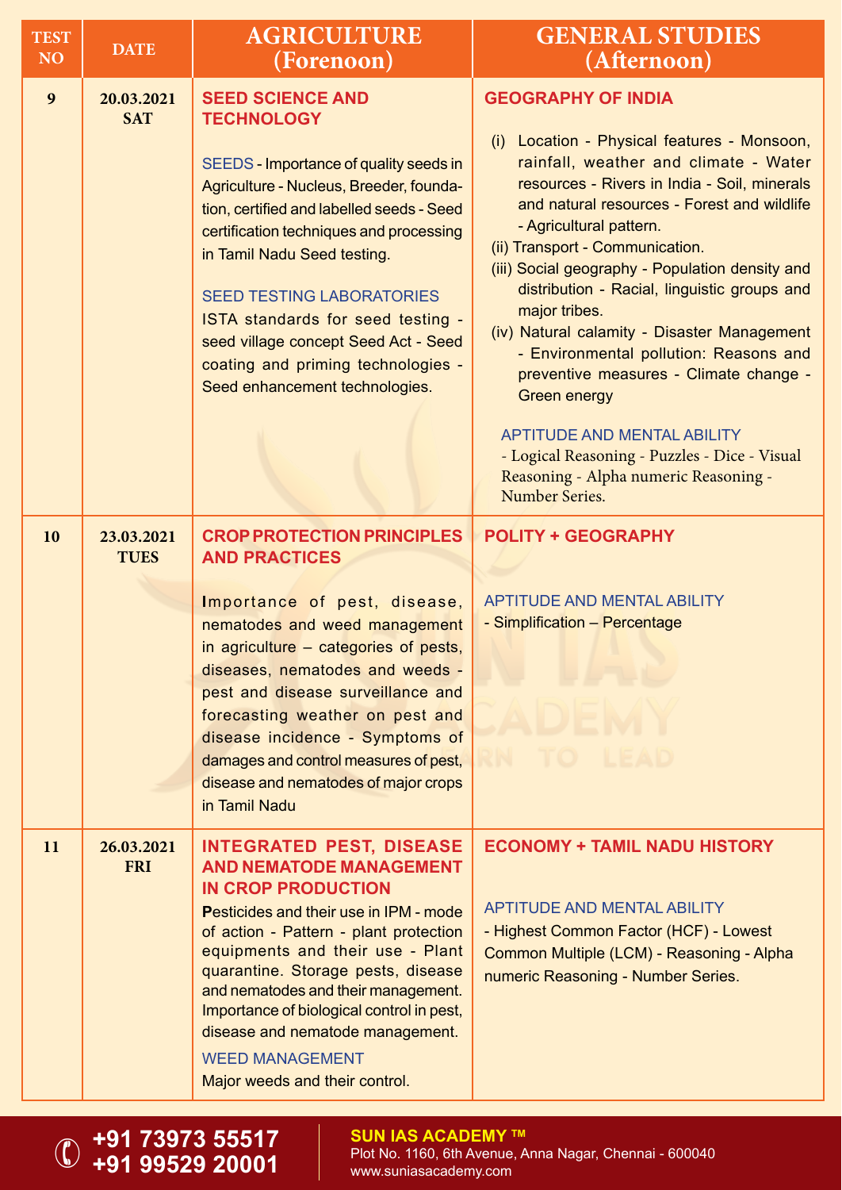| TEST NO | DATE | AGRICULTURE (Forenoon) | GENERAL STUDIES (Afternoon) |
|---|---|---|---|
| 9 | 20.03.2021 SAT | **SEED SCIENCE AND TECHNOLOGY**<br><br>SEEDS - Importance of quality seeds in Agriculture - Nucleus, Breeder, foundation, certified and labelled seeds - Seed certification techniques and processing in Tamil Nadu Seed testing.<br><br>SEED TESTING LABORATORIES<br>ISTA standards for seed testing - seed village concept Seed Act - Seed coating and priming technologies - Seed enhancement technologies. | **GEOGRAPHY OF INDIA**<br><br>(i) Location - Physical features - Monsoon, rainfall, weather and climate - Water resources - Rivers in India - Soil, minerals and natural resources - Forest and wildlife - Agricultural pattern.<br>(ii) Transport - Communication.<br>(iii) Social geography - Population density and distribution - Racial, linguistic groups and major tribes.<br>(iv) Natural calamity - Disaster Management - Environmental pollution: Reasons and preventive measures - Climate change - Green energy<br><br>APTITUDE AND MENTAL ABILITY<br>- Logical Reasoning - Puzzles - Dice - Visual Reasoning - Alpha numeric Reasoning - Number Series. |
| 10 | 23.03.2021 TUES | **CROP PROTECTION PRINCIPLES AND PRACTICES**<br><br>Importance of pest, disease, nematodes and weed management in agriculture – categories of pests, diseases, nematodes and weeds - pest and disease surveillance and forecasting weather on pest and disease incidence - Symptoms of damages and control measures of pest, disease and nematodes of major crops in Tamil Nadu | **POLITY + GEOGRAPHY**<br><br>APTITUDE AND MENTAL ABILITY<br>- Simplification – Percentage |
| 11 | 26.03.2021 FRI | **INTEGRATED PEST, DISEASE AND NEMATODE MANAGEMENT IN CROP PRODUCTION**<br>Pesticides and their use in IPM - mode of action - Pattern - plant protection equipments and their use - Plant quarantine. Storage pests, disease and nematodes and their management. Importance of biological control in pest, disease and nematode management.<br><br>WEED MANAGEMENT<br>Major weeds and their control. | **ECONOMY + TAMIL NADU HISTORY**<br><br>APTITUDE AND MENTAL ABILITY<br>- Highest Common Factor (HCF) - Lowest Common Multiple (LCM) - Reasoning - Alpha numeric Reasoning - Number Series. |

+91 73973 55517
+91 99529 20001

**SUN IAS ACADEMY ™**
Plot No. 1160, 6th Avenue, Anna Nagar, Chennai - 600040
www.suniasacademy.com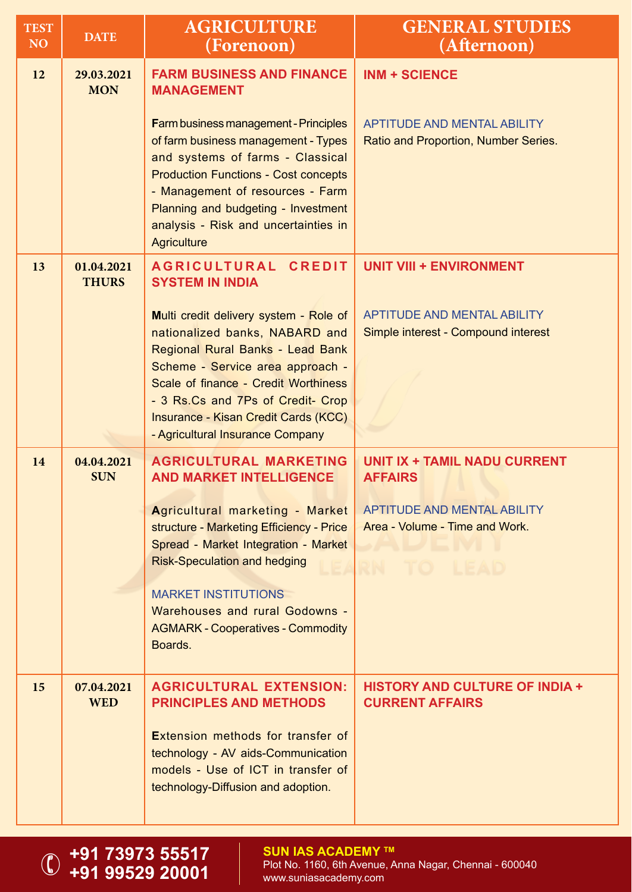| TEST NO | DATE | AGRICULTURE (Forenoon) | GENERAL STUDIES (Afternoon) |
|---|---|---|---|
| 12 | 29.03.2021 MON | **FARM BUSINESS AND FINANCE MANAGEMENT**<br><br>Farm business management - Principles of farm business management - Types and systems of farms - Classical Production Functions - Cost concepts - Management of resources - Farm Planning and budgeting - Investment analysis - Risk and uncertainties in Agriculture | **INM + SCIENCE**<br><br>APTITUDE AND MENTAL ABILITY<br>Ratio and Proportion, Number Series. |
| 13 | 01.04.2021 THURS | **AGRICULTURAL CREDIT SYSTEM IN INDIA**<br><br>Multi credit delivery system - Role of nationalized banks, NABARD and Regional Rural Banks - Lead Bank Scheme - Service area approach - Scale of finance - Credit Worthiness - 3 Rs.Cs and 7Ps of Credit- Crop Insurance - Kisan Credit Cards (KCC) - Agricultural Insurance Company | **UNIT VIII + ENVIRONMENT**<br><br>APTITUDE AND MENTAL ABILITY<br>Simple interest - Compound interest |
| 14 | 04.04.2021 SUN | **AGRICULTURAL MARKETING AND MARKET INTELLIGENCE**<br><br>Agricultural marketing - Market structure - Marketing Efficiency - Price Spread - Market Integration - Market Risk-Speculation and hedging<br><br>MARKET INSTITUTIONS<br>Warehouses and rural Godowns - AGMARK - Cooperatives - Commodity Boards. | **UNIT IX + TAMIL NADU CURRENT AFFAIRS**<br><br>APTITUDE AND MENTAL ABILITY<br>Area - Volume - Time and Work. |
| 15 | 07.04.2021 WED | **AGRICULTURAL EXTENSION: PRINCIPLES AND METHODS**<br><br>Extension methods for transfer of technology - AV aids-Communication models - Use of ICT in transfer of technology-Diffusion and adoption. | **HISTORY AND CULTURE OF INDIA + CURRENT AFFAIRS** |

+91 73973 55517
+91 99529 20001

**SUN IAS ACADEMY ™**
Plot No. 1160, 6th Avenue, Anna Nagar, Chennai - 600040
www.suniasacademy.com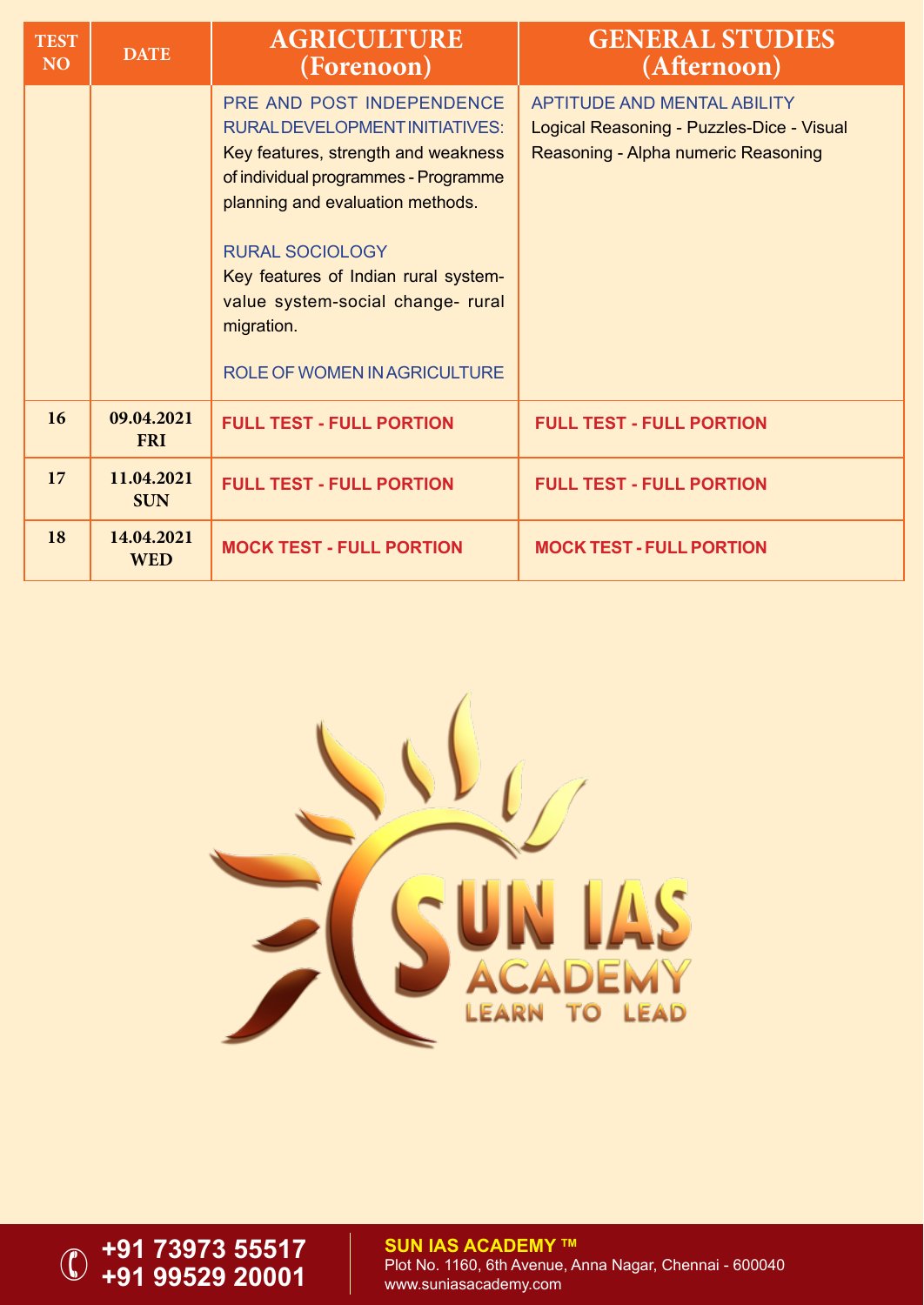| TEST NO | DATE | AGRICULTURE (Forenoon) | GENERAL STUDIES (Afternoon) |
|---|---|---|---|
| | | PRE AND POST INDEPENDENCE RURAL DEVELOPMENT INITIATIVES: Key features, strength and weakness of individual programmes - Programme planning and evaluation methods.<br><br>RURAL SOCIOLOGY<br>Key features of Indian rural system-value system-social change- rural migration.<br><br>ROLE OF WOMEN IN AGRICULTURE | APTITUDE AND MENTAL ABILITY<br>Logical Reasoning - Puzzles-Dice - Visual Reasoning - Alpha numeric Reasoning |
| 16 | 09.04.2021 FRI | **FULL TEST - FULL PORTION** | **FULL TEST - FULL PORTION** |
| 17 | 11.04.2021 SUN | **FULL TEST - FULL PORTION** | **FULL TEST - FULL PORTION** |
| 18 | 14.04.2021 WED | **MOCK TEST - FULL PORTION** | **MOCK TEST - FULL PORTION** |

SUN IAS ACADEMY
LEARN TO LEAD

+91 73973 55517
+91 99529 20001

**SUN IAS ACADEMY ™**
Plot No. 1160, 6th Avenue, Anna Nagar, Chennai - 600040
www.suniasacademy.com